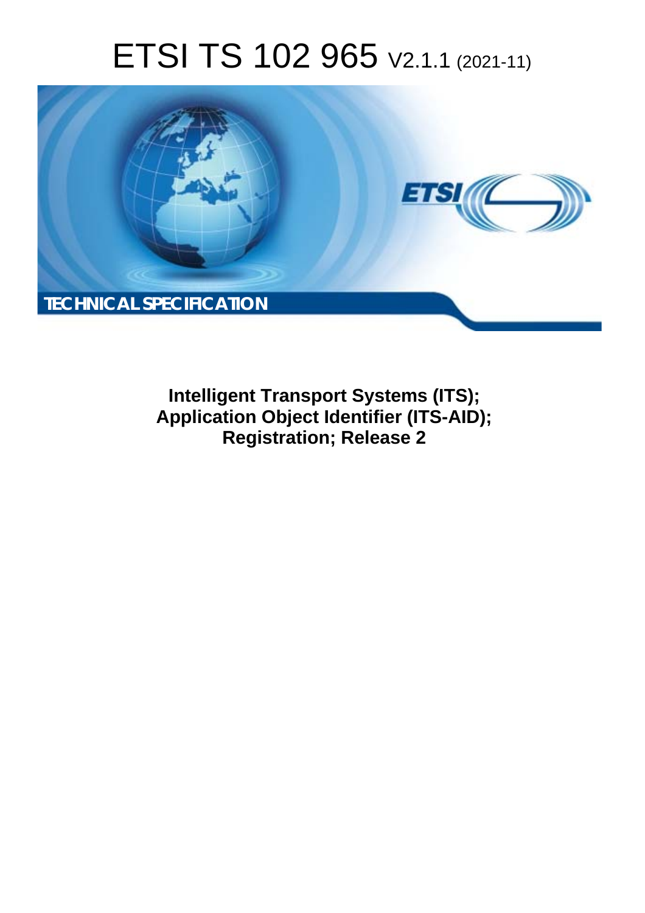# ETSI TS 102 965 V2.1.1 (2021-11)

TECHNICAL SPECIFICATION

**Intelligent Transport Systems (ITS); Application Object Identifier (ITS-AID); Registration; Release 2**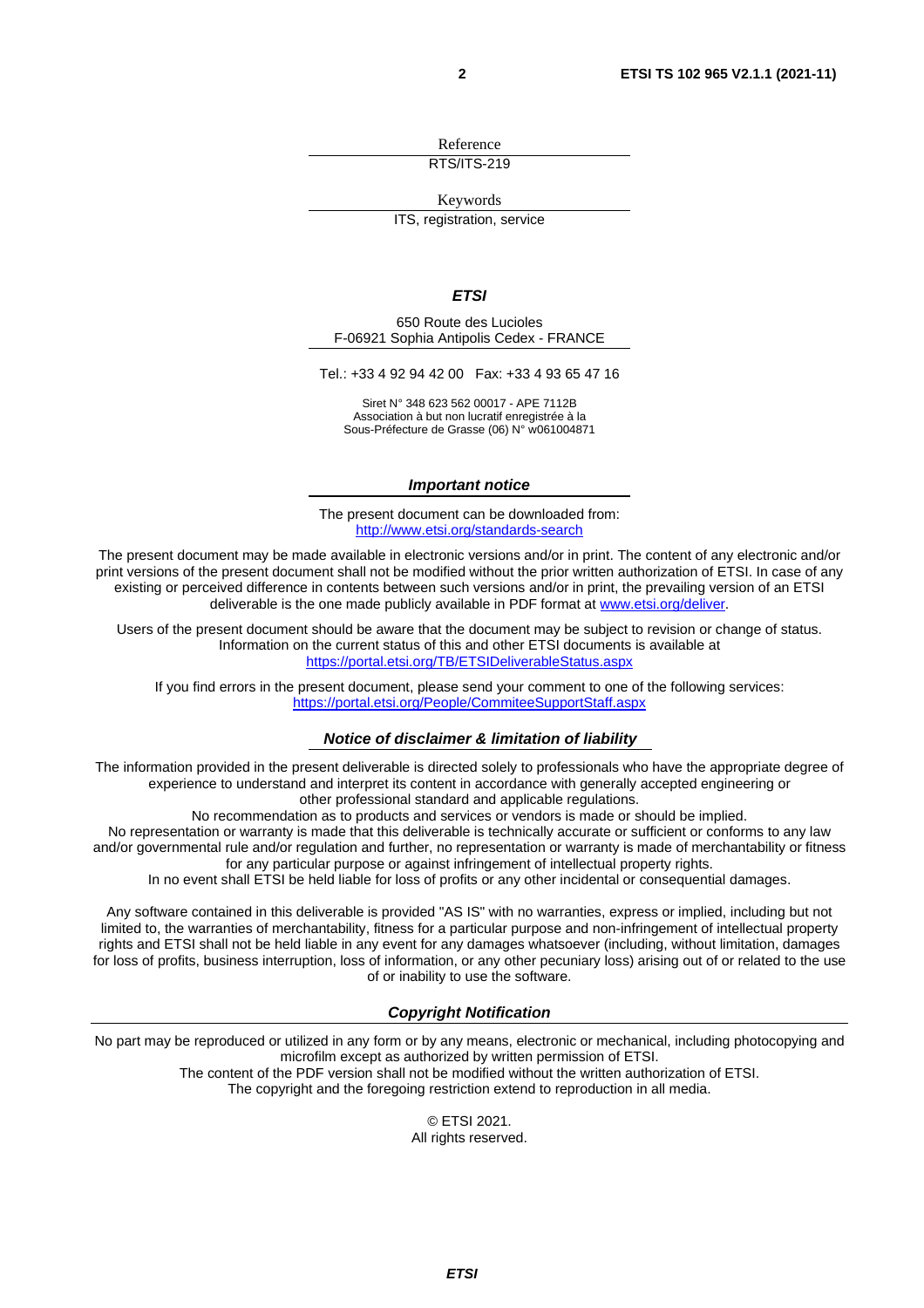Reference

RTS/ITS-219

Keywords

ITS, registration, service

***ETSI***

650 Route des Lucioles
F-06921 Sophia Antipolis Cedex - FRANCE

Tel.: +33 4 92 94 42 00   Fax: +33 4 93 65 47 16

Siret N° 348 623 562 00017 - APE 7112B
Association à but non lucratif enregistrée à la
Sous-Préfecture de Grasse (06) N° w061004871

***Important notice***

The present document can be downloaded from:
http://www.etsi.org/standards-search

The present document may be made available in electronic versions and/or in print. The content of any electronic and/or print versions of the present document shall not be modified without the prior written authorization of ETSI. In case of any existing or perceived difference in contents between such versions and/or in print, the prevailing version of an ETSI deliverable is the one made publicly available in PDF format at www.etsi.org/deliver.

Users of the present document should be aware that the document may be subject to revision or change of status. Information on the current status of this and other ETSI documents is available at
https://portal.etsi.org/TB/ETSIDeliverableStatus.aspx

If you find errors in the present document, please send your comment to one of the following services:
https://portal.etsi.org/People/CommiteeSupportStaff.aspx

***Notice of disclaimer & limitation of liability***

The information provided in the present deliverable is directed solely to professionals who have the appropriate degree of experience to understand and interpret its content in accordance with generally accepted engineering or other professional standard and applicable regulations.
No recommendation as to products and services or vendors is made or should be implied.
No representation or warranty is made that this deliverable is technically accurate or sufficient or conforms to any law and/or governmental rule and/or regulation and further, no representation or warranty is made of merchantability or fitness for any particular purpose or against infringement of intellectual property rights.
In no event shall ETSI be held liable for loss of profits or any other incidental or consequential damages.

Any software contained in this deliverable is provided "AS IS" with no warranties, express or implied, including but not limited to, the warranties of merchantability, fitness for a particular purpose and non-infringement of intellectual property rights and ETSI shall not be held liable in any event for any damages whatsoever (including, without limitation, damages for loss of profits, business interruption, loss of information, or any other pecuniary loss) arising out of or related to the use of or inability to use the software.

***Copyright Notification***

No part may be reproduced or utilized in any form or by any means, electronic or mechanical, including photocopying and microfilm except as authorized by written permission of ETSI.
The content of the PDF version shall not be modified without the written authorization of ETSI.
The copyright and the foregoing restriction extend to reproduction in all media.

© ETSI 2021.
All rights reserved.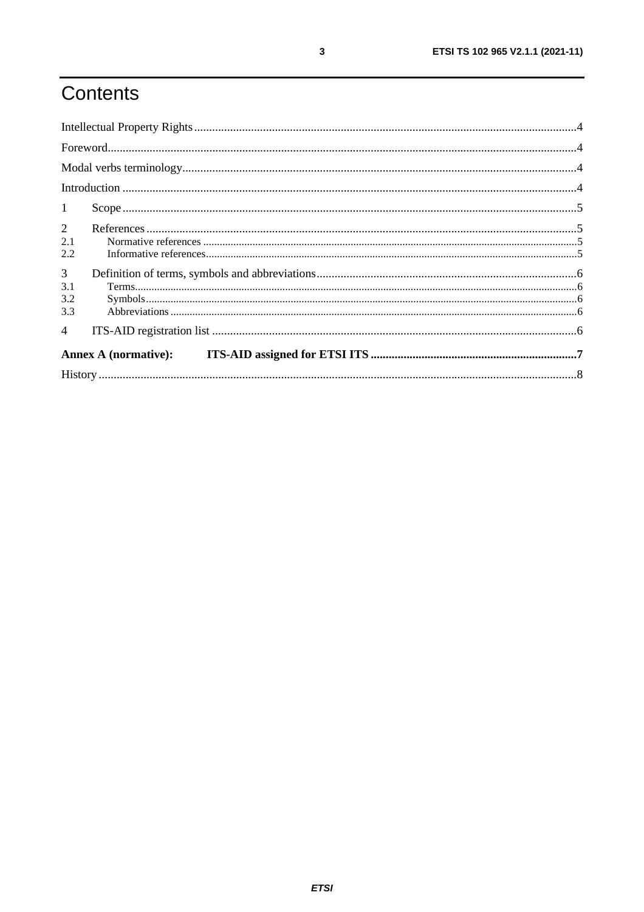# Contents

Intellectual Property Rights....................................................................................................................................4

Foreword.................................................................................................................................................................4

Modal verbs terminology.........................................................................................................................................4

Introduction ............................................................................................................................................................4

1 Scope ...................................................................................................................................................................5

2 References ...........................................................................................................................................................5

2.1 Normative references ........................................................................................................................................5

2.2 Informative references.......................................................................................................................................5

3 Definition of terms, symbols and abbreviations......................................................................................................6

3.1 Terms................................................................................................................................................................6

3.2 Symbols............................................................................................................................................................6

3.3 Abbreviations ....................................................................................................................................................6

4 ITS-AID registration list .......................................................................................................................................6

**Annex A (normative): ITS-AID assigned for ETSI ITS .....................................................................7**

History ....................................................................................................................................................................8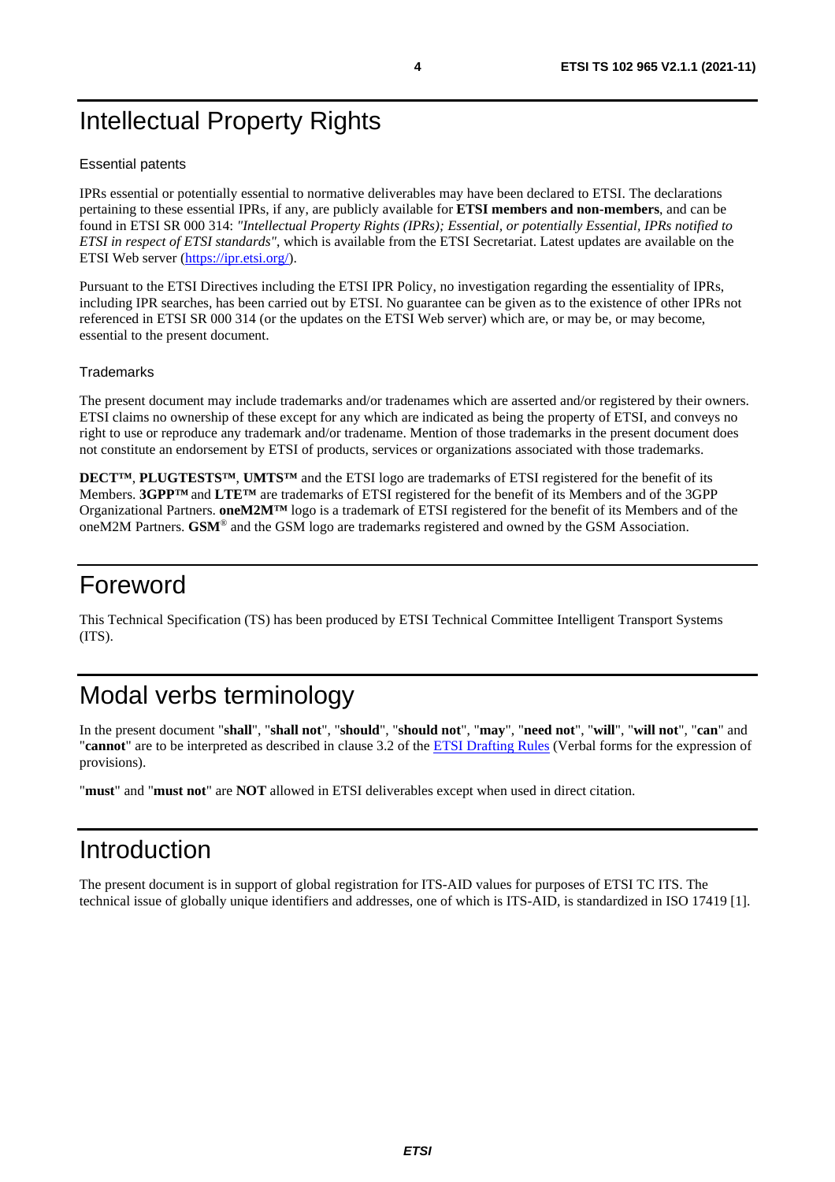# Intellectual Property Rights

## Essential patents

IPRs essential or potentially essential to normative deliverables may have been declared to ETSI. The declarations pertaining to these essential IPRs, if any, are publicly available for **ETSI members and non-members**, and can be found in ETSI SR 000 314: *"Intellectual Property Rights (IPRs); Essential, or potentially Essential, IPRs notified to ETSI in respect of ETSI standards"*, which is available from the ETSI Secretariat. Latest updates are available on the ETSI Web server (https://ipr.etsi.org/).

Pursuant to the ETSI Directives including the ETSI IPR Policy, no investigation regarding the essentiality of IPRs, including IPR searches, has been carried out by ETSI. No guarantee can be given as to the existence of other IPRs not referenced in ETSI SR 000 314 (or the updates on the ETSI Web server) which are, or may be, or may become, essential to the present document.

## Trademarks

The present document may include trademarks and/or tradenames which are asserted and/or registered by their owners. ETSI claims no ownership of these except for any which are indicated as being the property of ETSI, and conveys no right to use or reproduce any trademark and/or tradename. Mention of those trademarks in the present document does not constitute an endorsement by ETSI of products, services or organizations associated with those trademarks.

**DECT™**, **PLUGTESTS™**, **UMTS™** and the ETSI logo are trademarks of ETSI registered for the benefit of its Members. **3GPP™** and **LTE™** are trademarks of ETSI registered for the benefit of its Members and of the 3GPP Organizational Partners. **oneM2M™** logo is a trademark of ETSI registered for the benefit of its Members and of the oneM2M Partners. **GSM**® and the GSM logo are trademarks registered and owned by the GSM Association.

# Foreword

This Technical Specification (TS) has been produced by ETSI Technical Committee Intelligent Transport Systems (ITS).

# Modal verbs terminology

In the present document "**shall**", "**shall not**", "**should**", "**should not**", "**may**", "**need not**", "**will**", "**will not**", "**can**" and "**cannot**" are to be interpreted as described in clause 3.2 of the ETSI Drafting Rules (Verbal forms for the expression of provisions).

"**must**" and "**must not**" are **NOT** allowed in ETSI deliverables except when used in direct citation.

# Introduction

The present document is in support of global registration for ITS-AID values for purposes of ETSI TC ITS. The technical issue of globally unique identifiers and addresses, one of which is ITS-AID, is standardized in ISO 17419 [1].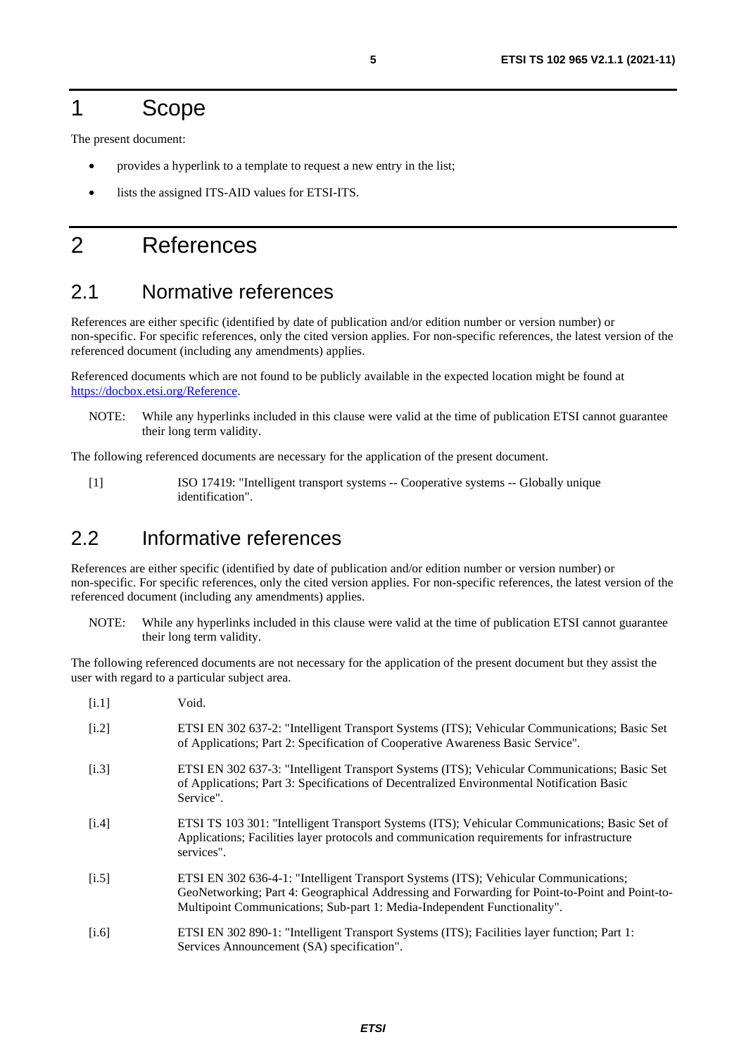# 1 Scope

The present document:

- provides a hyperlink to a template to request a new entry in the list;
- lists the assigned ITS-AID values for ETSI-ITS.

# 2 References

## 2.1 Normative references

References are either specific (identified by date of publication and/or edition number or version number) or non-specific. For specific references, only the cited version applies. For non-specific references, the latest version of the referenced document (including any amendments) applies.

Referenced documents which are not found to be publicly available in the expected location might be found at [https://docbox.etsi.org/Reference](https://docbox.etsi.org/Reference).

NOTE: While any hyperlinks included in this clause were valid at the time of publication ETSI cannot guarantee their long term validity.

The following referenced documents are necessary for the application of the present document.

[1] ISO 17419: "Intelligent transport systems -- Cooperative systems -- Globally unique identification".

## 2.2 Informative references

References are either specific (identified by date of publication and/or edition number or version number) or non-specific. For specific references, only the cited version applies. For non-specific references, the latest version of the referenced document (including any amendments) applies.

NOTE: While any hyperlinks included in this clause were valid at the time of publication ETSI cannot guarantee their long term validity.

The following referenced documents are not necessary for the application of the present document but they assist the user with regard to a particular subject area.

[i.1] Void.

[i.2] ETSI EN 302 637-2: "Intelligent Transport Systems (ITS); Vehicular Communications; Basic Set of Applications; Part 2: Specification of Cooperative Awareness Basic Service".

[i.3] ETSI EN 302 637-3: "Intelligent Transport Systems (ITS); Vehicular Communications; Basic Set of Applications; Part 3: Specifications of Decentralized Environmental Notification Basic Service".

[i.4] ETSI TS 103 301: "Intelligent Transport Systems (ITS); Vehicular Communications; Basic Set of Applications; Facilities layer protocols and communication requirements for infrastructure services".

[i.5] ETSI EN 302 636-4-1: "Intelligent Transport Systems (ITS); Vehicular Communications; GeoNetworking; Part 4: Geographical Addressing and Forwarding for Point-to-Point and Point-to-Multipoint Communications; Sub-part 1: Media-Independent Functionality".

[i.6] ETSI EN 302 890-1: "Intelligent Transport Systems (ITS); Facilities layer function; Part 1: Services Announcement (SA) specification".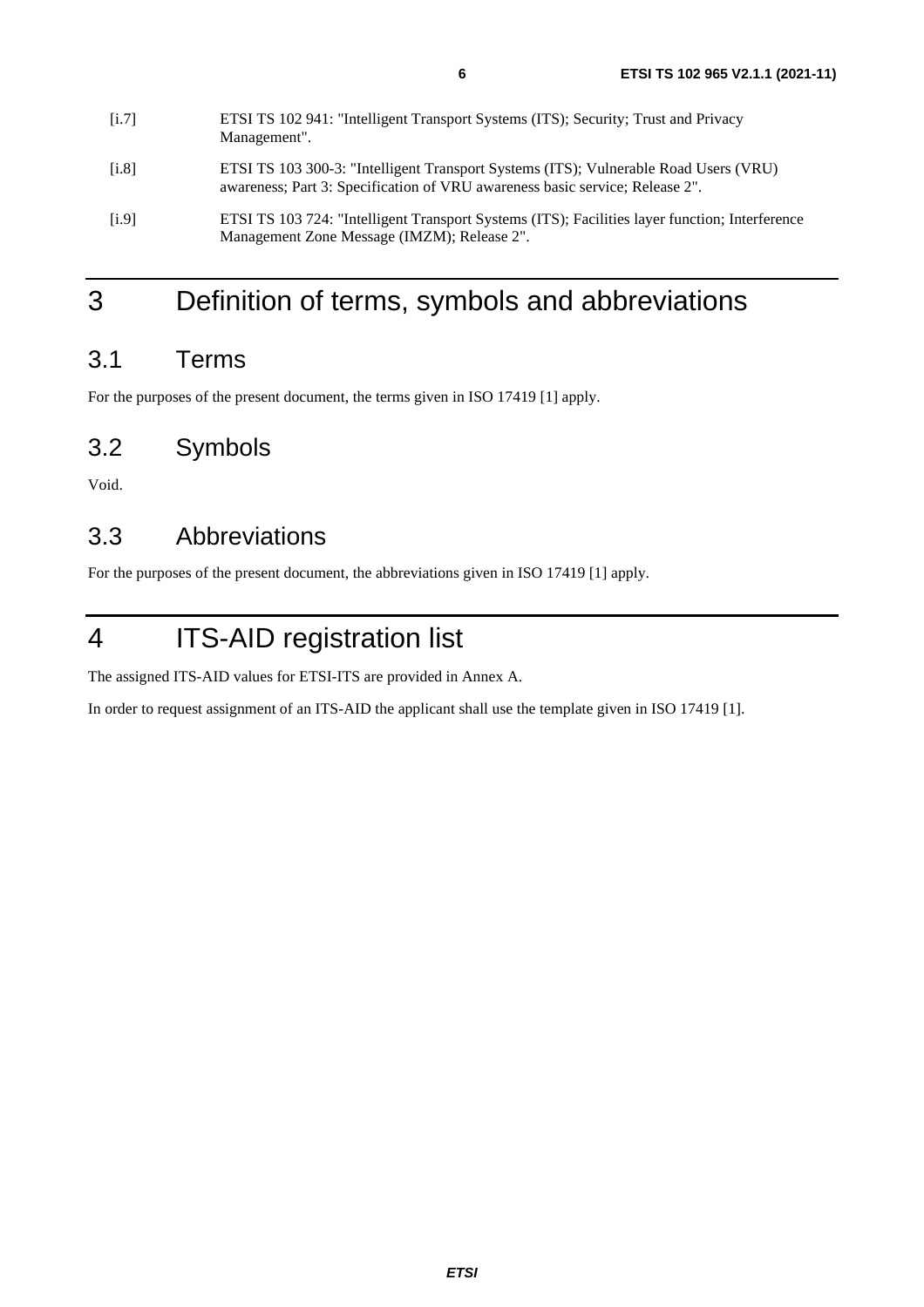[i.7] ETSI TS 102 941: "Intelligent Transport Systems (ITS); Security; Trust and Privacy Management".

[i.8] ETSI TS 103 300-3: "Intelligent Transport Systems (ITS); Vulnerable Road Users (VRU) awareness; Part 3: Specification of VRU awareness basic service; Release 2".

[i.9] ETSI TS 103 724: "Intelligent Transport Systems (ITS); Facilities layer function; Interference Management Zone Message (IMZM); Release 2".

# 3 Definition of terms, symbols and abbreviations

## 3.1 Terms

For the purposes of the present document, the terms given in ISO 17419 [1] apply.

## 3.2 Symbols

Void.

## 3.3 Abbreviations

For the purposes of the present document, the abbreviations given in ISO 17419 [1] apply.

# 4 ITS-AID registration list

The assigned ITS-AID values for ETSI-ITS are provided in Annex A.

In order to request assignment of an ITS-AID the applicant shall use the template given in ISO 17419 [1].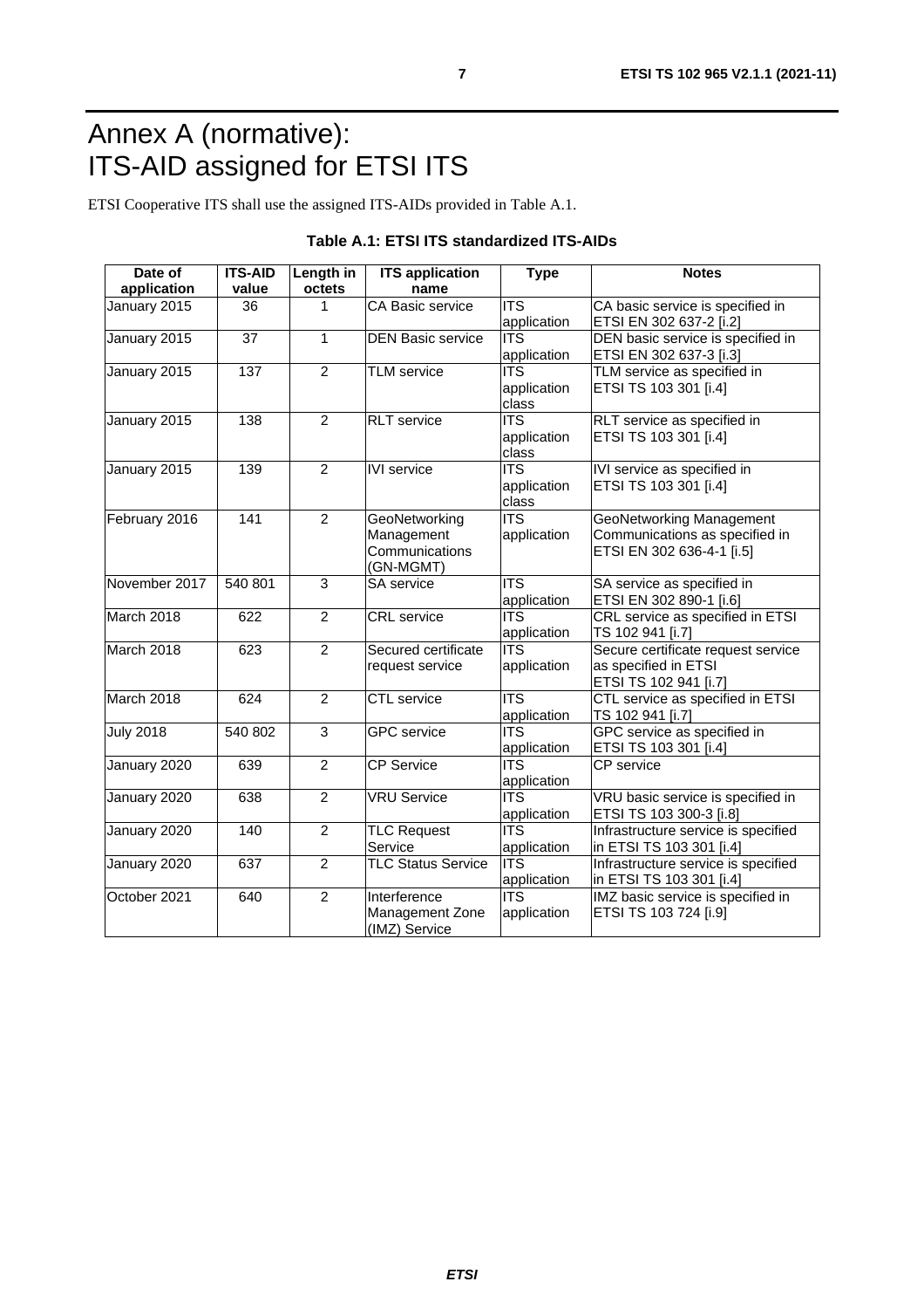# Annex A (normative): ITS-AID assigned for ETSI ITS

ETSI Cooperative ITS shall use the assigned ITS-AIDs provided in Table A.1.

**Table A.1: ETSI ITS standardized ITS-AIDs**

| Date of application | ITS-AID value | Length in octets | ITS application name | Type | Notes |
|---|---|---|---|---|---|
| January 2015 | 36 | 1 | CA Basic service | ITS application | CA basic service is specified in ETSI EN 302 637-2 [i.2] |
| January 2015 | 37 | 1 | DEN Basic service | ITS application | DEN basic service is specified in ETSI EN 302 637-3 [i.3] |
| January 2015 | 137 | 2 | TLM service | ITS application class | TLM service as specified in ETSI TS 103 301 [i.4] |
| January 2015 | 138 | 2 | RLT service | ITS application class | RLT service as specified in ETSI TS 103 301 [i.4] |
| January 2015 | 139 | 2 | IVI service | ITS application class | IVI service as specified in ETSI TS 103 301 [i.4] |
| February 2016 | 141 | 2 | GeoNetworking Management Communications (GN-MGMT) | ITS application | GeoNetworking Management Communications as specified in ETSI EN 302 636-4-1 [i.5] |
| November 2017 | 540 801 | 3 | SA service | ITS application | SA service as specified in ETSI EN 302 890-1 [i.6] |
| March 2018 | 622 | 2 | CRL service | ITS application | CRL service as specified in ETSI TS 102 941 [i.7] |
| March 2018 | 623 | 2 | Secured certificate request service | ITS application | Secure certificate request service as specified in ETSI ETSI TS 102 941 [i.7] |
| March 2018 | 624 | 2 | CTL service | ITS application | CTL service as specified in ETSI TS 102 941 [i.7] |
| July 2018 | 540 802 | 3 | GPC service | ITS application | GPC service as specified in ETSI TS 103 301 [i.4] |
| January 2020 | 639 | 2 | CP Service | ITS application | CP service |
| January 2020 | 638 | 2 | VRU Service | ITS application | VRU basic service is specified in ETSI TS 103 300-3 [i.8] |
| January 2020 | 140 | 2 | TLC Request Service | ITS application | Infrastructure service is specified in ETSI TS 103 301 [i.4] |
| January 2020 | 637 | 2 | TLC Status Service | ITS application | Infrastructure service is specified in ETSI TS 103 301 [i.4] |
| October 2021 | 640 | 2 | Interference Management Zone (IMZ) Service | ITS application | IMZ basic service is specified in ETSI TS 103 724 [i.9] |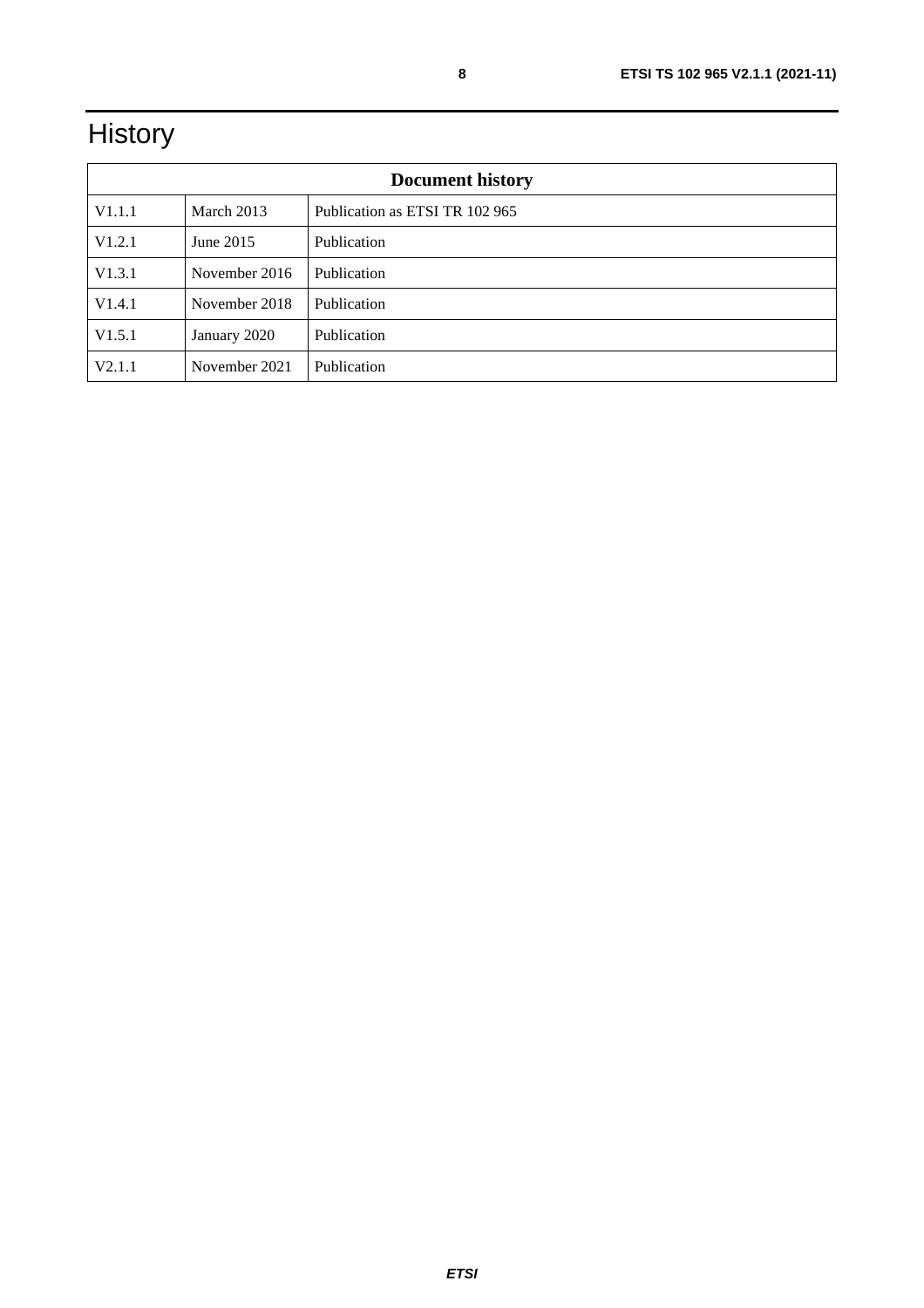# History

| Document history | | |
|---|---|---|
| V1.1.1 | March 2013 | Publication as ETSI TR 102 965 |
| V1.2.1 | June 2015 | Publication |
| V1.3.1 | November 2016 | Publication |
| V1.4.1 | November 2018 | Publication |
| V1.5.1 | January 2020 | Publication |
| V2.1.1 | November 2021 | Publication |